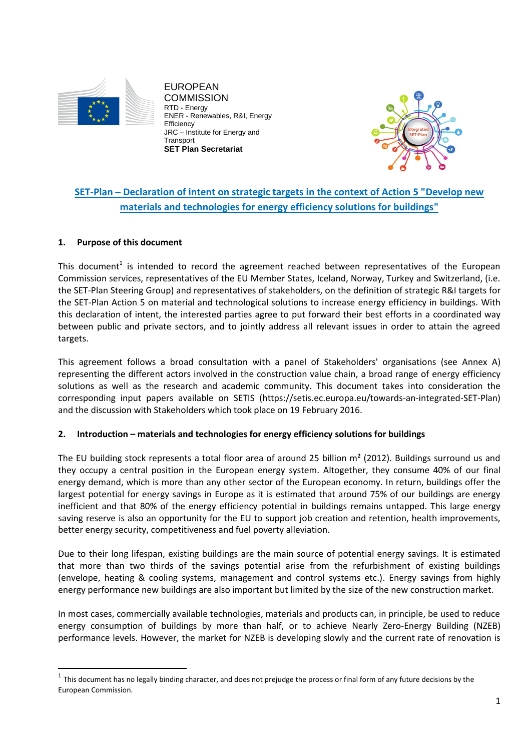EUROPEAN COMMISSION
RTD - Energy
ENER - Renewables, R&I, Energy Efficiency
JRC – Institute for Energy and Transport
**SET Plan Secretariat**

# SET-Plan – Declaration of intent on strategic targets in the context of Action 5 "Develop new materials and technologies for energy efficiency solutions for buildings"

## 1. Purpose of this document

This document[1] is intended to record the agreement reached between representatives of the European Commission services, representatives of the EU Member States, Iceland, Norway, Turkey and Switzerland, (i.e. the SET-Plan Steering Group) and representatives of stakeholders, on the definition of strategic R&I targets for the SET-Plan Action 5 on material and technological solutions to increase energy efficiency in buildings. With this declaration of intent, the interested parties agree to put forward their best efforts in a coordinated way between public and private sectors, and to jointly address all relevant issues in order to attain the agreed targets.

This agreement follows a broad consultation with a panel of Stakeholders' organisations (see Annex A) representing the different actors involved in the construction value chain, a broad range of energy efficiency solutions as well as the research and academic community. This document takes into consideration the corresponding input papers available on SETIS (https://setis.ec.europa.eu/towards-an-integrated-SET-Plan) and the discussion with Stakeholders which took place on 19 February 2016.

## 2. Introduction – materials and technologies for energy efficiency solutions for buildings

The EU building stock represents a total floor area of around 25 billion m² (2012). Buildings surround us and they occupy a central position in the European energy system. Altogether, they consume 40% of our final energy demand, which is more than any other sector of the European economy. In return, buildings offer the largest potential for energy savings in Europe as it is estimated that around 75% of our buildings are energy inefficient and that 80% of the energy efficiency potential in buildings remains untapped. This large energy saving reserve is also an opportunity for the EU to support job creation and retention, health improvements, better energy security, competitiveness and fuel poverty alleviation.

Due to their long lifespan, existing buildings are the main source of potential energy savings. It is estimated that more than two thirds of the savings potential arise from the refurbishment of existing buildings (envelope, heating & cooling systems, management and control systems etc.). Energy savings from highly energy performance new buildings are also important but limited by the size of the new construction market.

In most cases, commercially available technologies, materials and products can, in principle, be used to reduce energy consumption of buildings by more than half, or to achieve Nearly Zero-Energy Building (NZEB) performance levels. However, the market for NZEB is developing slowly and the current rate of renovation is

[1] This document has no legally binding character, and does not prejudge the process or final form of any future decisions by the European Commission.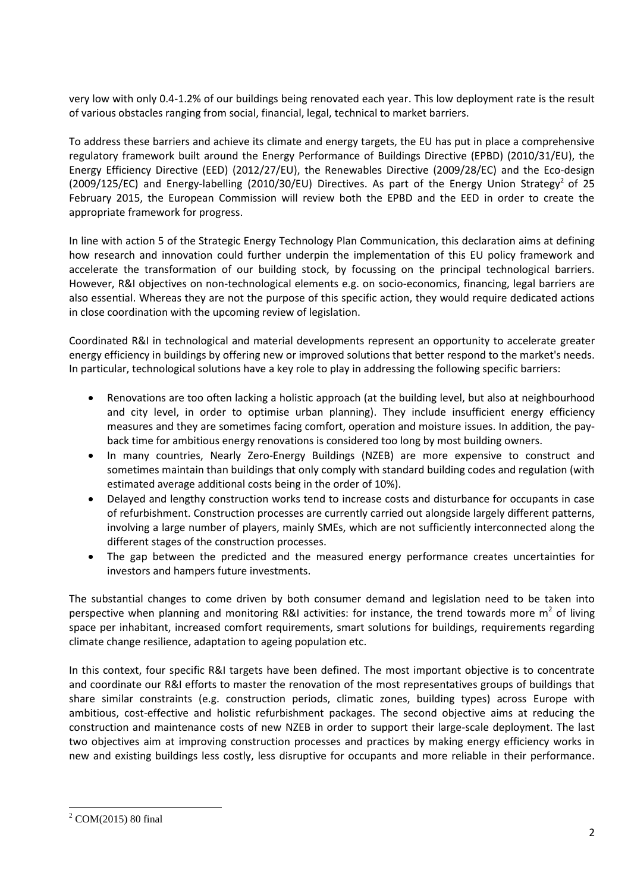very low with only 0.4-1.2% of our buildings being renovated each year. This low deployment rate is the result of various obstacles ranging from social, financial, legal, technical to market barriers.

To address these barriers and achieve its climate and energy targets, the EU has put in place a comprehensive regulatory framework built around the Energy Performance of Buildings Directive (EPBD) (2010/31/EU), the Energy Efficiency Directive (EED) (2012/27/EU), the Renewables Directive (2009/28/EC) and the Eco-design (2009/125/EC) and Energy-labelling (2010/30/EU) Directives. As part of the Energy Union Strategy[2] of 25 February 2015, the European Commission will review both the EPBD and the EED in order to create the appropriate framework for progress.

In line with action 5 of the Strategic Energy Technology Plan Communication, this declaration aims at defining how research and innovation could further underpin the implementation of this EU policy framework and accelerate the transformation of our building stock, by focussing on the principal technological barriers. However, R&I objectives on non-technological elements e.g. on socio-economics, financing, legal barriers are also essential. Whereas they are not the purpose of this specific action, they would require dedicated actions in close coordination with the upcoming review of legislation.

Coordinated R&I in technological and material developments represent an opportunity to accelerate greater energy efficiency in buildings by offering new or improved solutions that better respond to the market's needs. In particular, technological solutions have a key role to play in addressing the following specific barriers:

- Renovations are too often lacking a holistic approach (at the building level, but also at neighbourhood and city level, in order to optimise urban planning). They include insufficient energy efficiency measures and they are sometimes facing comfort, operation and moisture issues. In addition, the pay-back time for ambitious energy renovations is considered too long by most building owners.
- In many countries, Nearly Zero-Energy Buildings (NZEB) are more expensive to construct and sometimes maintain than buildings that only comply with standard building codes and regulation (with estimated average additional costs being in the order of 10%).
- Delayed and lengthy construction works tend to increase costs and disturbance for occupants in case of refurbishment. Construction processes are currently carried out alongside largely different patterns, involving a large number of players, mainly SMEs, which are not sufficiently interconnected along the different stages of the construction processes.
- The gap between the predicted and the measured energy performance creates uncertainties for investors and hampers future investments.

The substantial changes to come driven by both consumer demand and legislation need to be taken into perspective when planning and monitoring R&I activities: for instance, the trend towards more $m^2$ of living space per inhabitant, increased comfort requirements, smart solutions for buildings, requirements regarding climate change resilience, adaptation to ageing population etc.

In this context, four specific R&I targets have been defined. The most important objective is to concentrate and coordinate our R&I efforts to master the renovation of the most representatives groups of buildings that share similar constraints (e.g. construction periods, climatic zones, building types) across Europe with ambitious, cost-effective and holistic refurbishment packages. The second objective aims at reducing the construction and maintenance costs of new NZEB in order to support their large-scale deployment. The last two objectives aim at improving construction processes and practices by making energy efficiency works in new and existing buildings less costly, less disruptive for occupants and more reliable in their performance.

[2] COM(2015) 80 final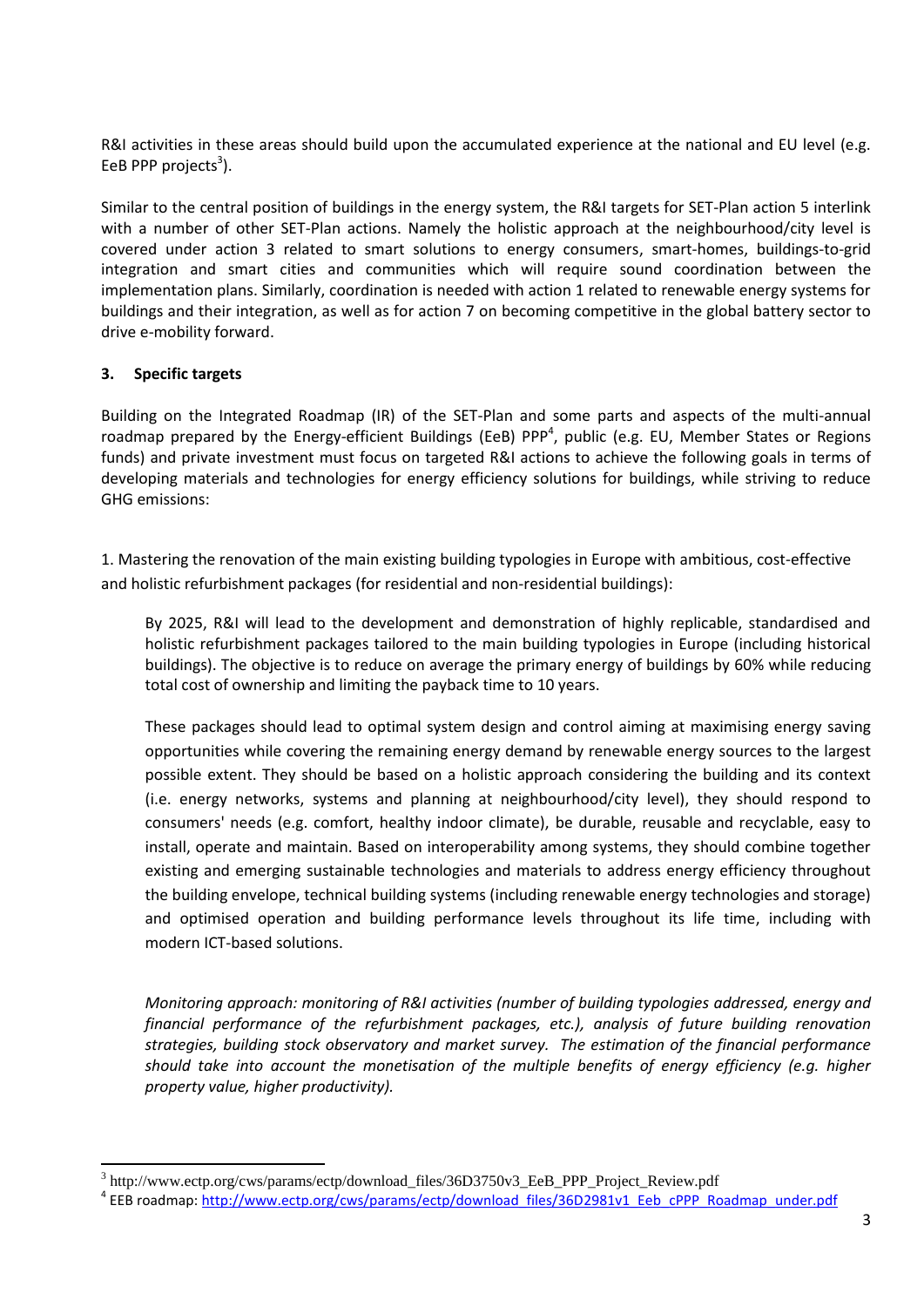R&I activities in these areas should build upon the accumulated experience at the national and EU level (e.g. EeB PPP projects[3]).

Similar to the central position of buildings in the energy system, the R&I targets for SET-Plan action 5 interlink with a number of other SET-Plan actions. Namely the holistic approach at the neighbourhood/city level is covered under action 3 related to smart solutions to energy consumers, smart-homes, buildings-to-grid integration and smart cities and communities which will require sound coordination between the implementation plans. Similarly, coordination is needed with action 1 related to renewable energy systems for buildings and their integration, as well as for action 7 on becoming competitive in the global battery sector to drive e-mobility forward.

## 3. Specific targets

Building on the Integrated Roadmap (IR) of the SET-Plan and some parts and aspects of the multi-annual roadmap prepared by the Energy-efficient Buildings (EeB) PPP[4], public (e.g. EU, Member States or Regions funds) and private investment must focus on targeted R&I actions to achieve the following goals in terms of developing materials and technologies for energy efficiency solutions for buildings, while striving to reduce GHG emissions:

1. Mastering the renovation of the main existing building typologies in Europe with ambitious, cost-effective and holistic refurbishment packages (for residential and non-residential buildings):

   By 2025, R&I will lead to the development and demonstration of highly replicable, standardised and holistic refurbishment packages tailored to the main building typologies in Europe (including historical buildings). The objective is to reduce on average the primary energy of buildings by 60% while reducing total cost of ownership and limiting the payback time to 10 years.

   These packages should lead to optimal system design and control aiming at maximising energy saving opportunities while covering the remaining energy demand by renewable energy sources to the largest possible extent. They should be based on a holistic approach considering the building and its context (i.e. energy networks, systems and planning at neighbourhood/city level), they should respond to consumers' needs (e.g. comfort, healthy indoor climate), be durable, reusable and recyclable, easy to install, operate and maintain. Based on interoperability among systems, they should combine together existing and emerging sustainable technologies and materials to address energy efficiency throughout the building envelope, technical building systems (including renewable energy technologies and storage) and optimised operation and building performance levels throughout its life time, including with modern ICT-based solutions.

   *Monitoring approach: monitoring of R&I activities (number of building typologies addressed, energy and financial performance of the refurbishment packages, etc.), analysis of future building renovation strategies, building stock observatory and market survey. The estimation of the financial performance should take into account the monetisation of the multiple benefits of energy efficiency (e.g. higher property value, higher productivity).*

---

[3] http://www.ectp.org/cws/params/ectp/download_files/36D3750v3_EeB_PPP_Project_Review.pdf

[4] EEB roadmap: http://www.ectp.org/cws/params/ectp/download_files/36D2981v1_Eeb_cPPP_Roadmap_under.pdf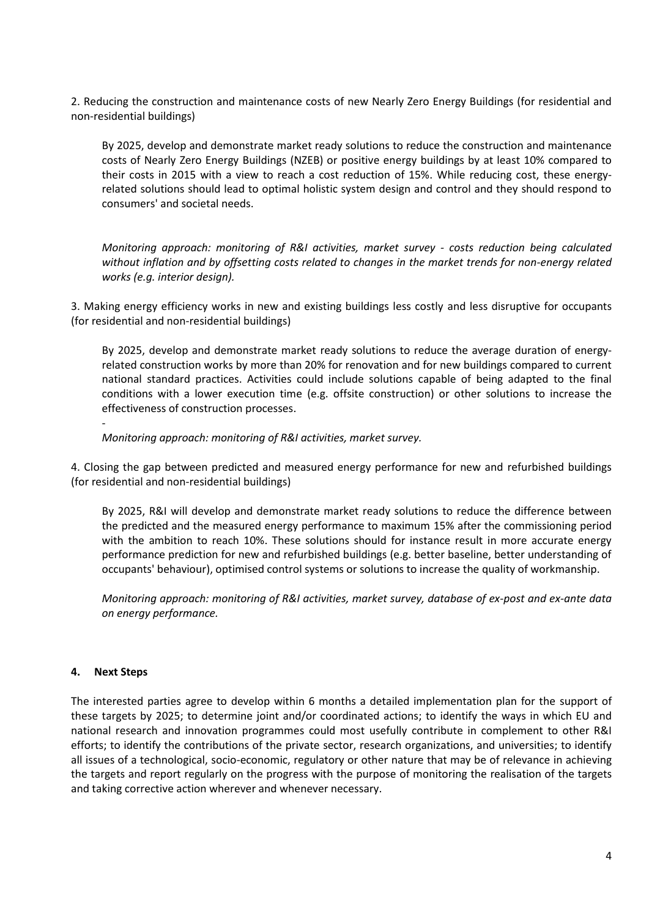2. Reducing the construction and maintenance costs of new Nearly Zero Energy Buildings (for residential and non-residential buildings)

By 2025, develop and demonstrate market ready solutions to reduce the construction and maintenance costs of Nearly Zero Energy Buildings (NZEB) or positive energy buildings by at least 10% compared to their costs in 2015 with a view to reach a cost reduction of 15%. While reducing cost, these energy-related solutions should lead to optimal holistic system design and control and they should respond to consumers' and societal needs.

*Monitoring approach: monitoring of R&I activities, market survey - costs reduction being calculated without inflation and by offsetting costs related to changes in the market trends for non-energy related works (e.g. interior design).*

3. Making energy efficiency works in new and existing buildings less costly and less disruptive for occupants (for residential and non-residential buildings)

By 2025, develop and demonstrate market ready solutions to reduce the average duration of energy-related construction works by more than 20% for renovation and for new buildings compared to current national standard practices. Activities could include solutions capable of being adapted to the final conditions with a lower execution time (e.g. offsite construction) or other solutions to increase the effectiveness of construction processes.

-

*Monitoring approach: monitoring of R&I activities, market survey.*

4. Closing the gap between predicted and measured energy performance for new and refurbished buildings (for residential and non-residential buildings)

By 2025, R&I will develop and demonstrate market ready solutions to reduce the difference between the predicted and the measured energy performance to maximum 15% after the commissioning period with the ambition to reach 10%. These solutions should for instance result in more accurate energy performance prediction for new and refurbished buildings (e.g. better baseline, better understanding of occupants' behaviour), optimised control systems or solutions to increase the quality of workmanship.

*Monitoring approach: monitoring of R&I activities, market survey, database of ex-post and ex-ante data on energy performance.*

## 4. Next Steps

The interested parties agree to develop within 6 months a detailed implementation plan for the support of these targets by 2025; to determine joint and/or coordinated actions; to identify the ways in which EU and national research and innovation programmes could most usefully contribute in complement to other R&I efforts; to identify the contributions of the private sector, research organizations, and universities; to identify all issues of a technological, socio-economic, regulatory or other nature that may be of relevance in achieving the targets and report regularly on the progress with the purpose of monitoring the realisation of the targets and taking corrective action wherever and whenever necessary.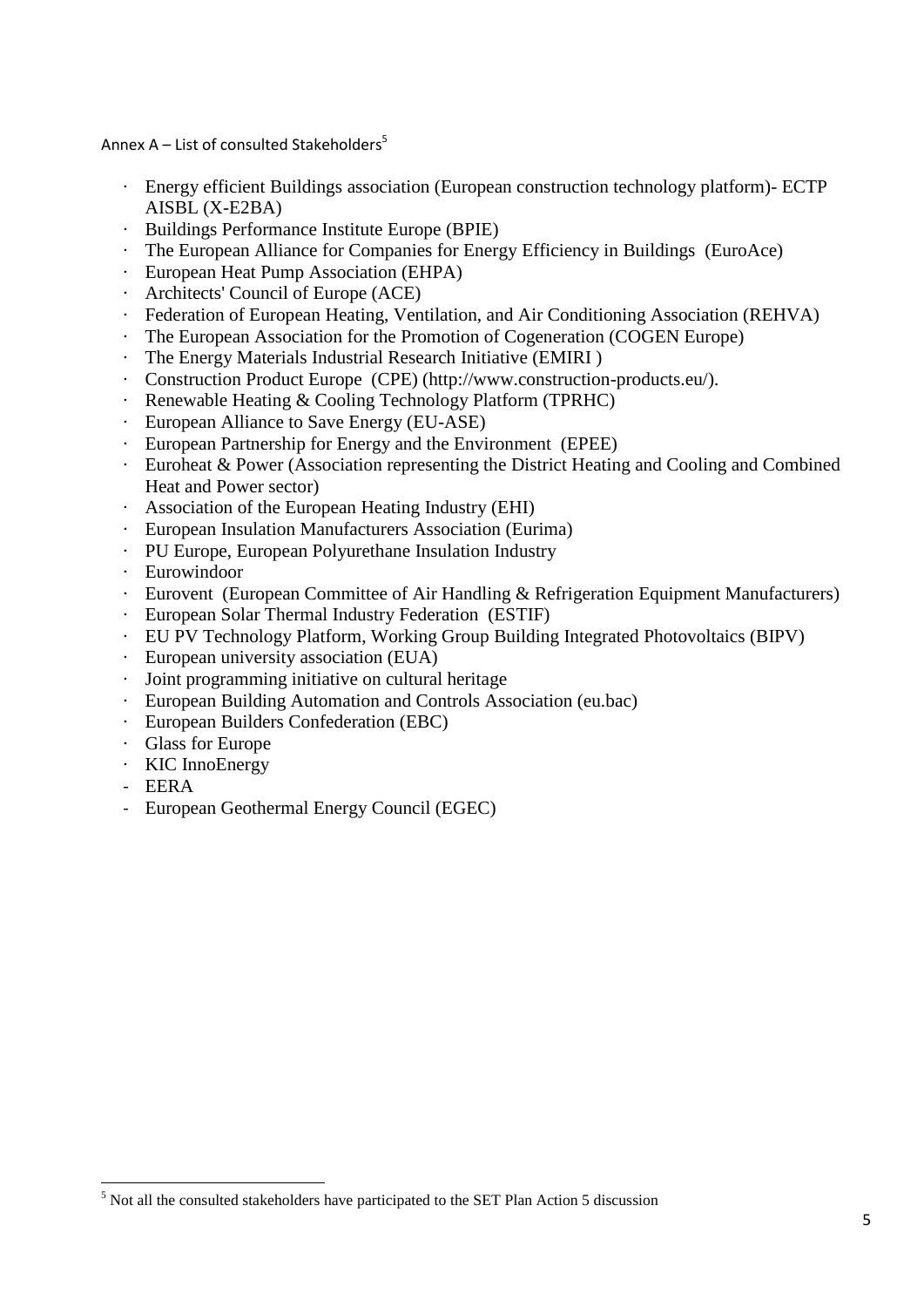Annex A – List of consulted Stakeholders[5]

- Energy efficient Buildings association (European construction technology platform)- ECTP AISBL (X-E2BA)
- Buildings Performance Institute Europe (BPIE)
- The European Alliance for Companies for Energy Efficiency in Buildings (EuroAce)
- European Heat Pump Association (EHPA)
- Architects' Council of Europe (ACE)
- Federation of European Heating, Ventilation, and Air Conditioning Association (REHVA)
- The European Association for the Promotion of Cogeneration (COGEN Europe)
- The Energy Materials Industrial Research Initiative (EMIRI )
- Construction Product Europe (CPE) (http://www.construction-products.eu/).
- Renewable Heating & Cooling Technology Platform (TPRHC)
- European Alliance to Save Energy (EU-ASE)
- European Partnership for Energy and the Environment (EPEE)
- Euroheat & Power (Association representing the District Heating and Cooling and Combined Heat and Power sector)
- Association of the European Heating Industry (EHI)
- European Insulation Manufacturers Association (Eurima)
- PU Europe, European Polyurethane Insulation Industry
- Eurowindoor
- Eurovent (European Committee of Air Handling & Refrigeration Equipment Manufacturers)
- European Solar Thermal Industry Federation (ESTIF)
- EU PV Technology Platform, Working Group Building Integrated Photovoltaics (BIPV)
- European university association (EUA)
- Joint programming initiative on cultural heritage
- European Building Automation and Controls Association (eu.bac)
- European Builders Confederation (EBC)
- Glass for Europe
- KIC InnoEnergy
- EERA
- European Geothermal Energy Council (EGEC)

[5] Not all the consulted stakeholders have participated to the SET Plan Action 5 discussion